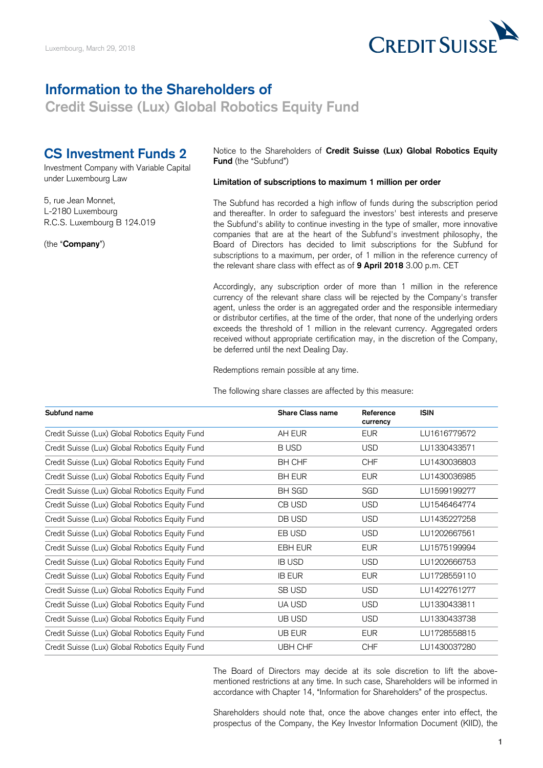Luxembourg, March 29, 2018

# Information to the Shareholders of

## Credit Suisse (Lux) Global Robotics Equity Fund

## CS Investment Funds 2

Investment Company with Variable Capital under Luxembourg Law

5, rue Jean Monnet,
L-2180 Luxembourg
R.C.S. Luxembourg B 124.019

(the "**Company**")

Notice to the Shareholders of **Credit Suisse (Lux) Global Robotics Equity Fund** (the "Subfund")

**Limitation of subscriptions to maximum 1 million per order**

The Subfund has recorded a high inflow of funds during the subscription period and thereafter. In order to safeguard the investors' best interests and preserve the Subfund's ability to continue investing in the type of smaller, more innovative companies that are at the heart of the Subfund's investment philosophy, the Board of Directors has decided to limit subscriptions for the Subfund for subscriptions to a maximum, per order, of 1 million in the reference currency of the relevant share class with effect as of **9 April 2018** 3.00 p.m. CET

Accordingly, any subscription order of more than 1 million in the reference currency of the relevant share class will be rejected by the Company's transfer agent, unless the order is an aggregated order and the responsible intermediary or distributor certifies, at the time of the order, that none of the underlying orders exceeds the threshold of 1 million in the relevant currency. Aggregated orders received without appropriate certification may, in the discretion of the Company, be deferred until the next Dealing Day.

Redemptions remain possible at any time.

The following share classes are affected by this measure:

| Subfund name | Share Class name | Reference currency | ISIN |
|---|---|---|---|
| Credit Suisse (Lux) Global Robotics Equity Fund | AH EUR | EUR | LU1616779572 |
| Credit Suisse (Lux) Global Robotics Equity Fund | B USD | USD | LU1330433571 |
| Credit Suisse (Lux) Global Robotics Equity Fund | BH CHF | CHF | LU1430036803 |
| Credit Suisse (Lux) Global Robotics Equity Fund | BH EUR | EUR | LU1430036985 |
| Credit Suisse (Lux) Global Robotics Equity Fund | BH SGD | SGD | LU1599199277 |
| Credit Suisse (Lux) Global Robotics Equity Fund | CB USD | USD | LU1546464774 |
| Credit Suisse (Lux) Global Robotics Equity Fund | DB USD | USD | LU1435227258 |
| Credit Suisse (Lux) Global Robotics Equity Fund | EB USD | USD | LU1202667561 |
| Credit Suisse (Lux) Global Robotics Equity Fund | EBH EUR | EUR | LU1575199994 |
| Credit Suisse (Lux) Global Robotics Equity Fund | IB USD | USD | LU1202666753 |
| Credit Suisse (Lux) Global Robotics Equity Fund | IB EUR | EUR | LU1728559110 |
| Credit Suisse (Lux) Global Robotics Equity Fund | SB USD | USD | LU1422761277 |
| Credit Suisse (Lux) Global Robotics Equity Fund | UA USD | USD | LU1330433811 |
| Credit Suisse (Lux) Global Robotics Equity Fund | UB USD | USD | LU1330433738 |
| Credit Suisse (Lux) Global Robotics Equity Fund | UB EUR | EUR | LU1728558815 |
| Credit Suisse (Lux) Global Robotics Equity Fund | UBH CHF | CHF | LU1430037280 |

The Board of Directors may decide at its sole discretion to lift the above-mentioned restrictions at any time. In such case, Shareholders will be informed in accordance with Chapter 14, "Information for Shareholders" of the prospectus.

Shareholders should note that, once the above changes enter into effect, the prospectus of the Company, the Key Investor Information Document (KIID), the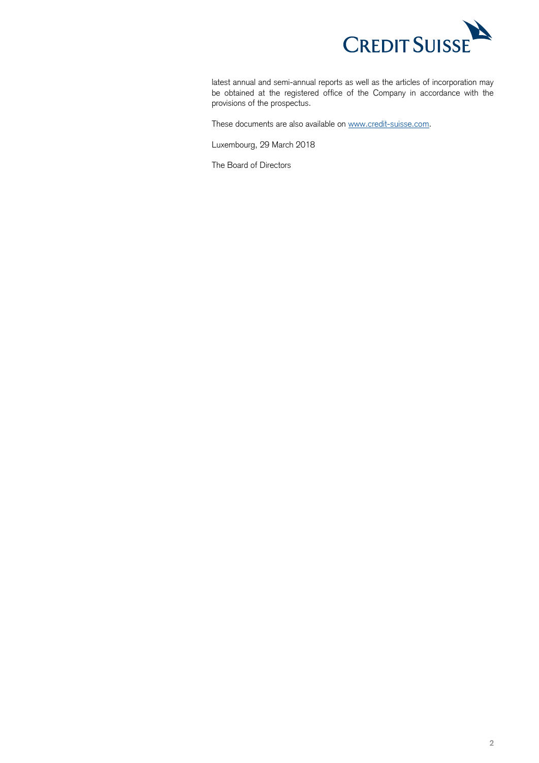latest annual and semi-annual reports as well as the articles of incorporation may be obtained at the registered office of the Company in accordance with the provisions of the prospectus.

These documents are also available on www.credit-suisse.com.

Luxembourg, 29 March 2018

The Board of Directors